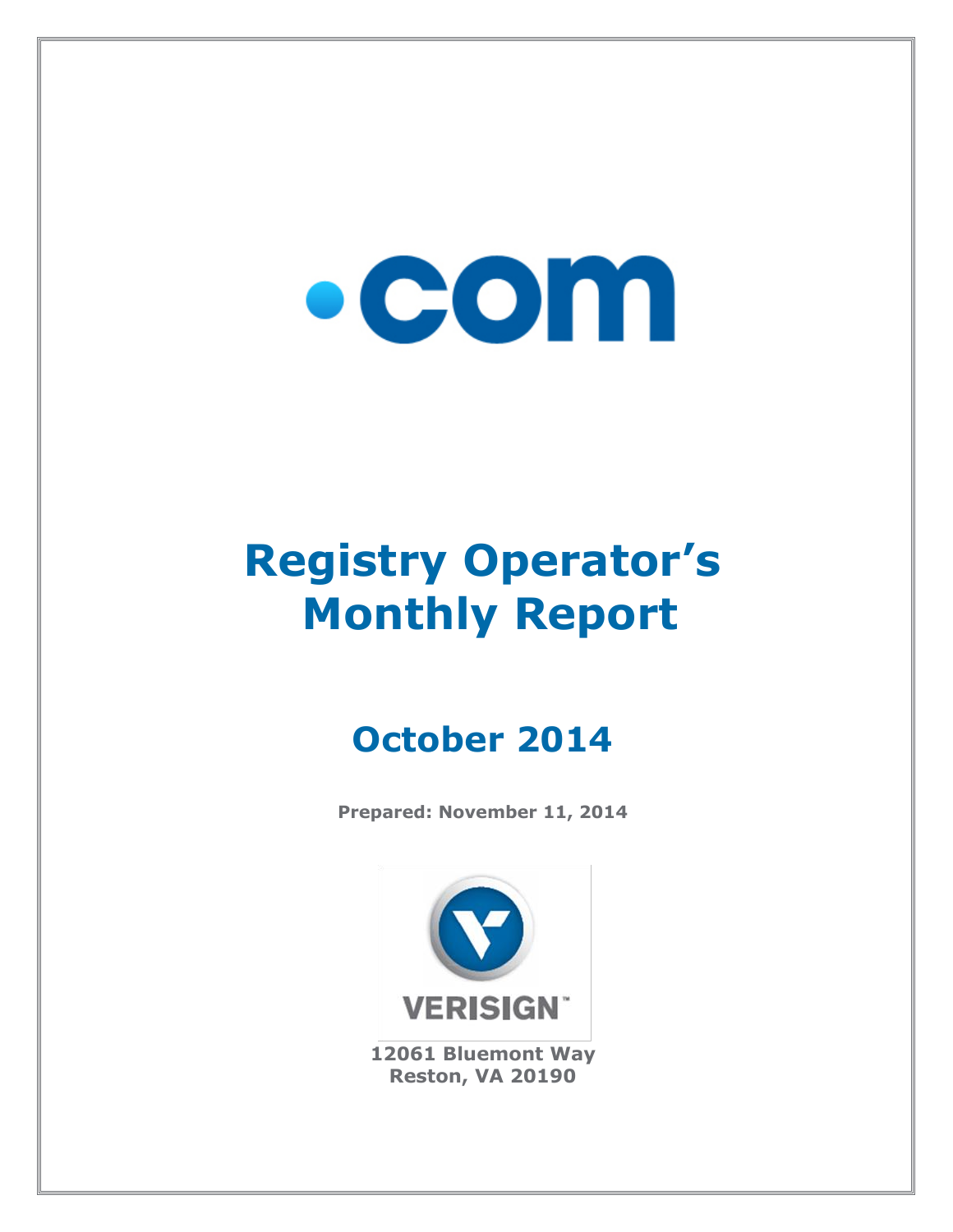# .com

# Registry Operator's Monthly Report

## October 2014

**Prepared: November 11, 2014**

VERISIGN™

**12061 Bluemont Way**
**Reston, VA 20190**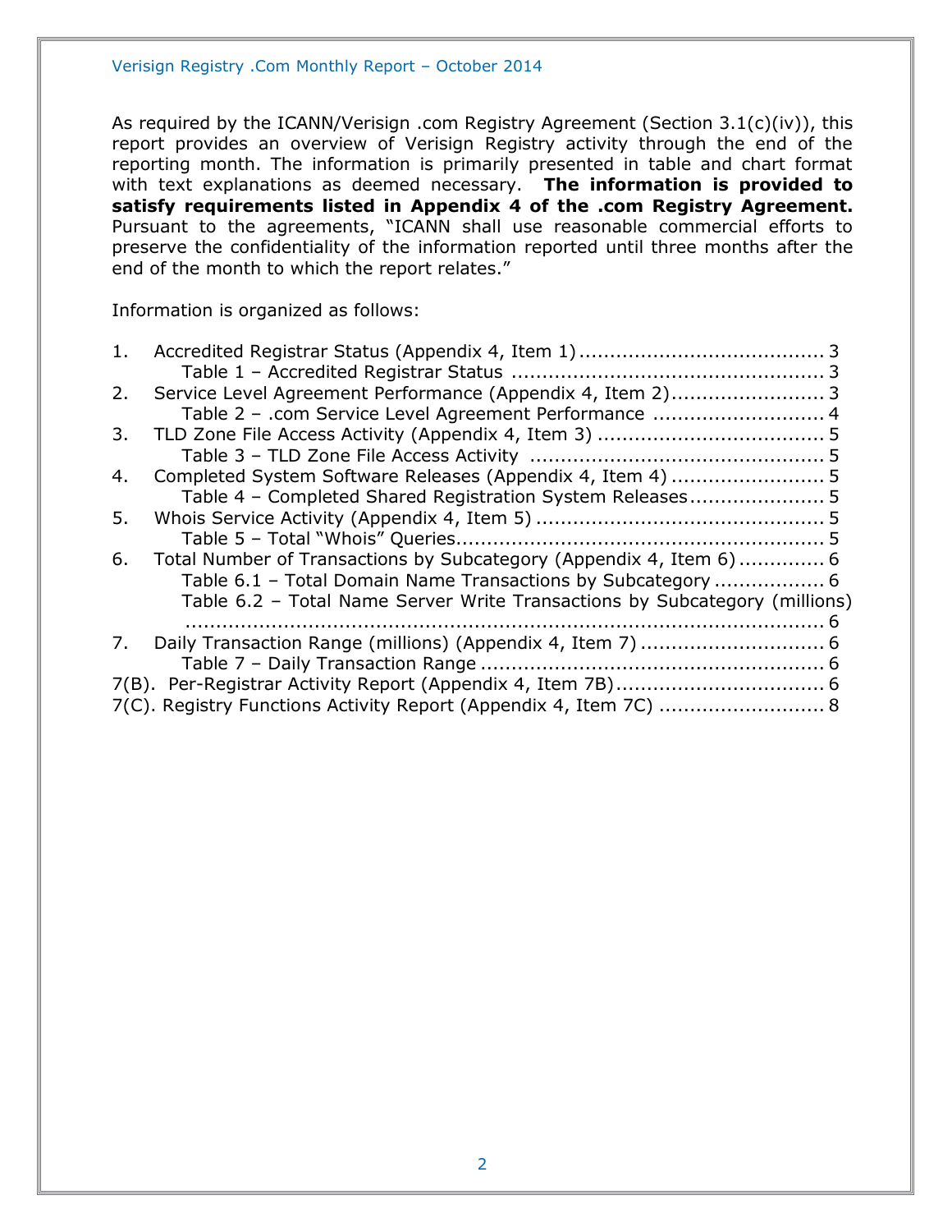As required by the ICANN/Verisign .com Registry Agreement (Section 3.1(c)(iv)), this report provides an overview of Verisign Registry activity through the end of the reporting month. The information is primarily presented in table and chart format with text explanations as deemed necessary. **The information is provided to satisfy requirements listed in Appendix 4 of the .com Registry Agreement.** Pursuant to the agreements, "ICANN shall use reasonable commercial efforts to preserve the confidentiality of the information reported until three months after the end of the month to which the report relates."

Information is organized as follows:

1. Accredited Registrar Status (Appendix 4, Item 1) ........................................ 3
   - Table 1 – Accredited Registrar Status ................................................... 3
2. Service Level Agreement Performance (Appendix 4, Item 2)......................... 3
   - Table 2 – .com Service Level Agreement Performance ............................ 4
3. TLD Zone File Access Activity (Appendix 4, Item 3) ..................................... 5
   - Table 3 – TLD Zone File Access Activity ................................................ 5
4. Completed System Software Releases (Appendix 4, Item 4) ......................... 5
   - Table 4 – Completed Shared Registration System Releases...................... 5
5. Whois Service Activity (Appendix 4, Item 5) ............................................... 5
   - Table 5 – Total "Whois" Queries............................................................ 5
6. Total Number of Transactions by Subcategory (Appendix 4, Item 6).............. 6
   - Table 6.1 – Total Domain Name Transactions by Subcategory .................. 6
   - Table 6.2 – Total Name Server Write Transactions by Subcategory (millions) ........................................................................................................ 6
7. Daily Transaction Range (millions) (Appendix 4, Item 7) .............................. 6
   - Table 7 – Daily Transaction Range ........................................................ 6

7(B). Per-Registrar Activity Report (Appendix 4, Item 7B).................................. 6

7(C). Registry Functions Activity Report (Appendix 4, Item 7C) ........................... 8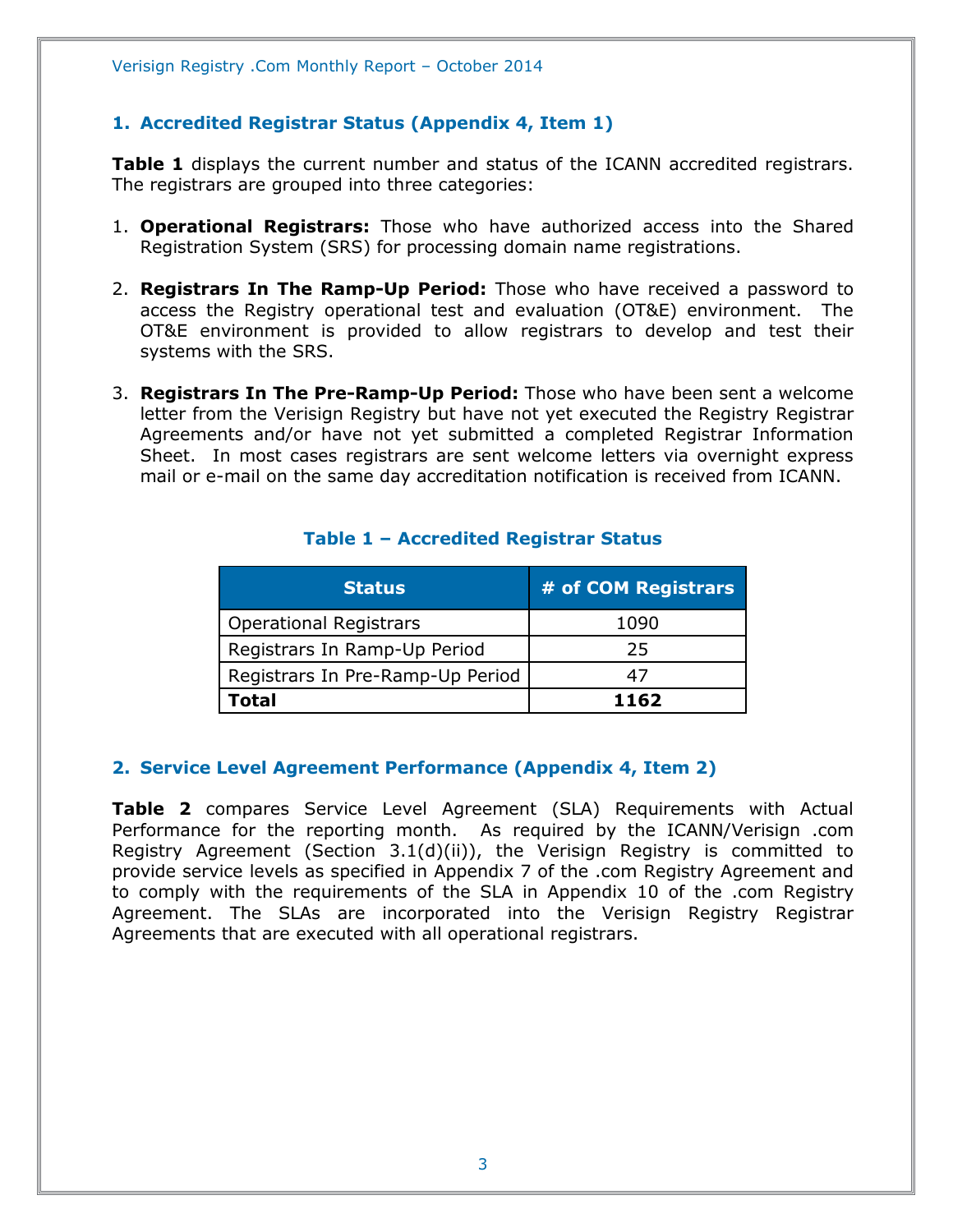## 1. Accredited Registrar Status (Appendix 4, Item 1)

**Table 1** displays the current number and status of the ICANN accredited registrars. The registrars are grouped into three categories:

1. **Operational Registrars:** Those who have authorized access into the Shared Registration System (SRS) for processing domain name registrations.

2. **Registrars In The Ramp-Up Period:** Those who have received a password to access the Registry operational test and evaluation (OT&E) environment. The OT&E environment is provided to allow registrars to develop and test their systems with the SRS.

3. **Registrars In The Pre-Ramp-Up Period:** Those who have been sent a welcome letter from the Verisign Registry but have not yet executed the Registry Registrar Agreements and/or have not yet submitted a completed Registrar Information Sheet. In most cases registrars are sent welcome letters via overnight express mail or e-mail on the same day accreditation notification is received from ICANN.

**Table 1 – Accredited Registrar Status**

| Status | # of COM Registrars |
|---|---|
| Operational Registrars | 1090 |
| Registrars In Ramp-Up Period | 25 |
| Registrars In Pre-Ramp-Up Period | 47 |
| **Total** | **1162** |

## 2. Service Level Agreement Performance (Appendix 4, Item 2)

**Table 2** compares Service Level Agreement (SLA) Requirements with Actual Performance for the reporting month. As required by the ICANN/Verisign .com Registry Agreement (Section 3.1(d)(ii)), the Verisign Registry is committed to provide service levels as specified in Appendix 7 of the .com Registry Agreement and to comply with the requirements of the SLA in Appendix 10 of the .com Registry Agreement. The SLAs are incorporated into the Verisign Registry Registrar Agreements that are executed with all operational registrars.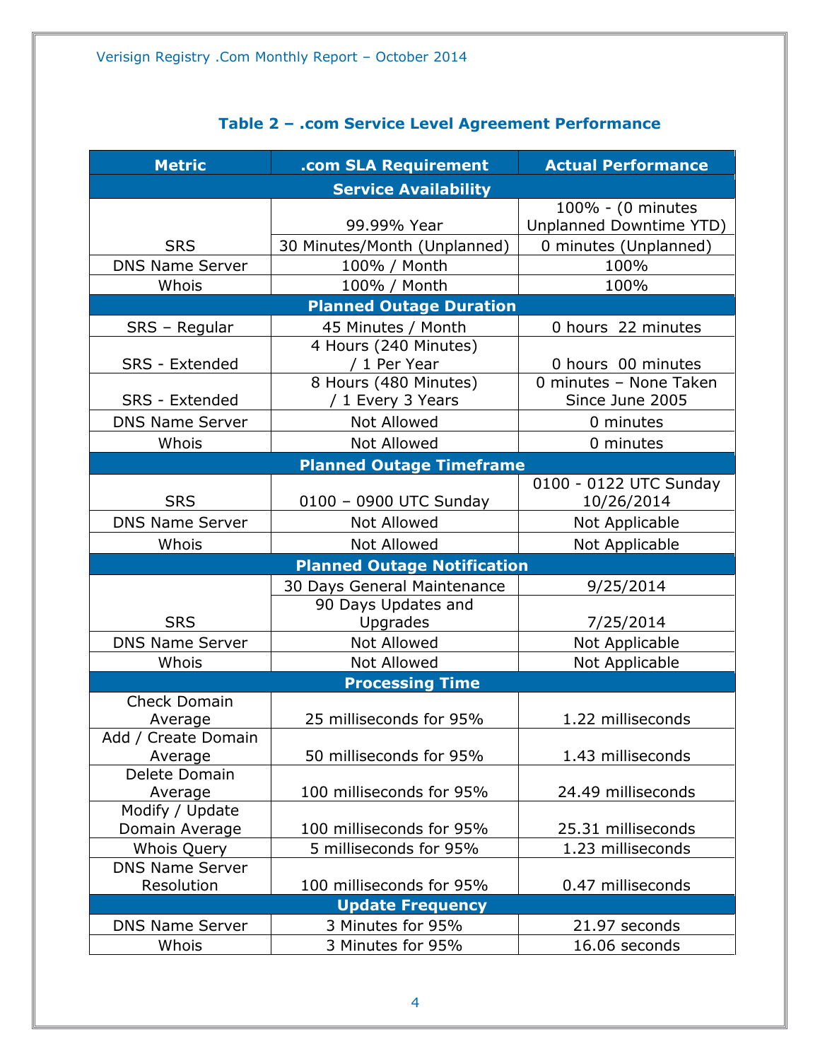### Table 2 – .com Service Level Agreement Performance

| Metric | .com SLA Requirement | Actual Performance |
|---|---|---|
| **Service Availability** | | |
| SRS | 99.99% Year | 100% - (0 minutes Unplanned Downtime YTD) |
| | 30 Minutes/Month (Unplanned) | 0 minutes (Unplanned) |
| DNS Name Server | 100% / Month | 100% |
| Whois | 100% / Month | 100% |
| **Planned Outage Duration** | | |
| SRS – Regular | 45 Minutes / Month | 0 hours 22 minutes |
| SRS - Extended | 4 Hours (240 Minutes) / 1 Per Year | 0 hours 00 minutes |
| SRS - Extended | 8 Hours (480 Minutes) / 1 Every 3 Years | 0 minutes – None Taken Since June 2005 |
| DNS Name Server | Not Allowed | 0 minutes |
| Whois | Not Allowed | 0 minutes |
| **Planned Outage Timeframe** | | |
| SRS | 0100 – 0900 UTC Sunday | 0100 - 0122 UTC Sunday 10/26/2014 |
| DNS Name Server | Not Allowed | Not Applicable |
| Whois | Not Allowed | Not Applicable |
| **Planned Outage Notification** | | |
| SRS | 30 Days General Maintenance | 9/25/2014 |
| | 90 Days Updates and Upgrades | 7/25/2014 |
| DNS Name Server | Not Allowed | Not Applicable |
| Whois | Not Allowed | Not Applicable |
| **Processing Time** | | |
| Check Domain Average | 25 milliseconds for 95% | 1.22 milliseconds |
| Add / Create Domain Average | 50 milliseconds for 95% | 1.43 milliseconds |
| Delete Domain Average | 100 milliseconds for 95% | 24.49 milliseconds |
| Modify / Update Domain Average | 100 milliseconds for 95% | 25.31 milliseconds |
| Whois Query | 5 milliseconds for 95% | 1.23 milliseconds |
| DNS Name Server Resolution | 100 milliseconds for 95% | 0.47 milliseconds |
| **Update Frequency** | | |
| DNS Name Server | 3 Minutes for 95% | 21.97 seconds |
| Whois | 3 Minutes for 95% | 16.06 seconds |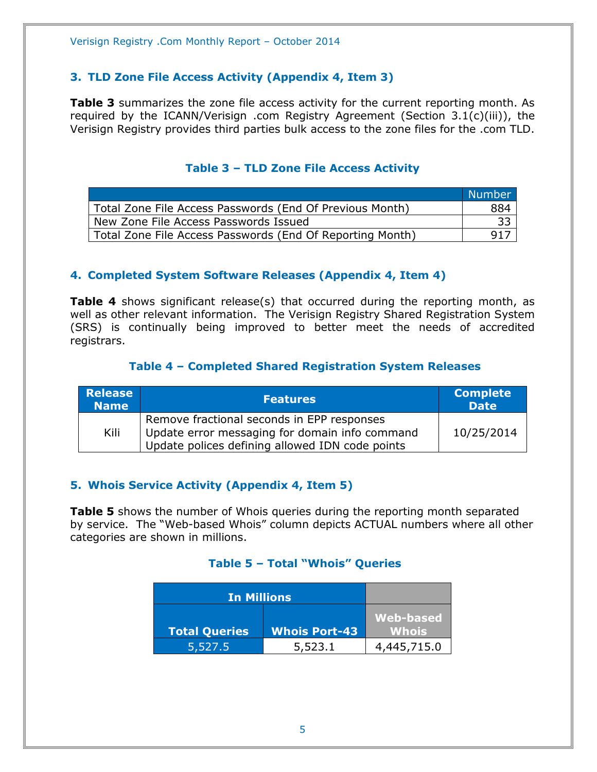## 3. TLD Zone File Access Activity (Appendix 4, Item 3)

**Table 3** summarizes the zone file access activity for the current reporting month. As required by the ICANN/Verisign .com Registry Agreement (Section 3.1(c)(iii)), the Verisign Registry provides third parties bulk access to the zone files for the .com TLD.

### Table 3 – TLD Zone File Access Activity

| | Number |
|---|---|
| Total Zone File Access Passwords (End Of Previous Month) | 884 |
| New Zone File Access Passwords Issued | 33 |
| Total Zone File Access Passwords (End Of Reporting Month) | 917 |

## 4. Completed System Software Releases (Appendix 4, Item 4)

**Table 4** shows significant release(s) that occurred during the reporting month, as well as other relevant information. The Verisign Registry Shared Registration System (SRS) is continually being improved to better meet the needs of accredited registrars.

### Table 4 – Completed Shared Registration System Releases

| Release Name | Features | Complete Date |
|---|---|---|
| Kili | Remove fractional seconds in EPP responses<br>Update error messaging for domain info command<br>Update polices defining allowed IDN code points | 10/25/2014 |

## 5. Whois Service Activity (Appendix 4, Item 5)

**Table 5** shows the number of Whois queries during the reporting month separated by service. The "Web-based Whois" column depicts ACTUAL numbers where all other categories are shown in millions.

### Table 5 – Total "Whois" Queries

| In Millions | | |
|---|---|---|
| Total Queries | Whois Port-43 | Web-based Whois |
| 5,527.5 | 5,523.1 | 4,445,715.0 |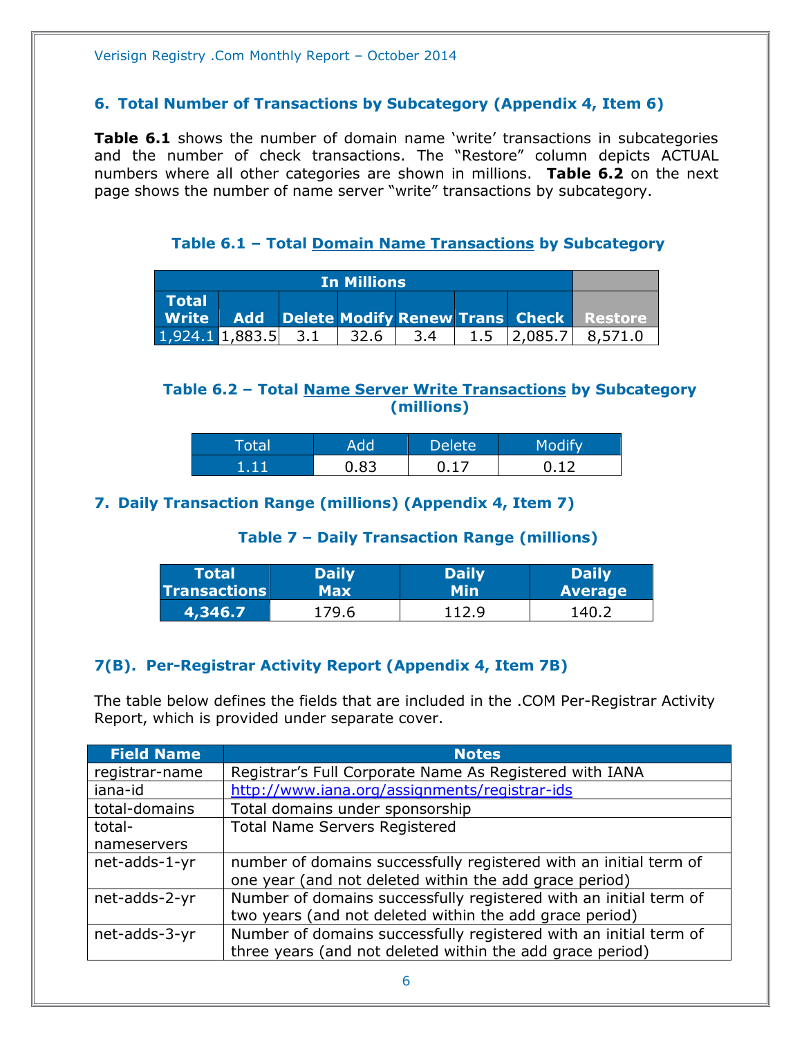## 6. Total Number of Transactions by Subcategory (Appendix 4, Item 6)

**Table 6.1** shows the number of domain name 'write' transactions in subcategories and the number of check transactions. The "Restore" column depicts ACTUAL numbers where all other categories are shown in millions. **Table 6.2** on the next page shows the number of name server "write" transactions by subcategory.

### Table 6.1 – Total Domain Name Transactions by Subcategory

| In Millions | | | | | | | |
|---|---|---|---|---|---|---|---|
| Total Write | Add | Delete | Modify | Renew | Trans | Check | Restore |
| 1,924.1 | 1,883.5 | 3.1 | 32.6 | 3.4 | 1.5 | 2,085.7 | 8,571.0 |

### Table 6.2 – Total Name Server Write Transactions by Subcategory (millions)

| Total | Add | Delete | Modify |
|---|---|---|---|
| 1.11 | 0.83 | 0.17 | 0.12 |

## 7. Daily Transaction Range (millions) (Appendix 4, Item 7)

### Table 7 – Daily Transaction Range (millions)

| Total Transactions | Daily Max | Daily Min | Daily Average |
|---|---|---|---|
| 4,346.7 | 179.6 | 112.9 | 140.2 |

## 7(B). Per-Registrar Activity Report (Appendix 4, Item 7B)

The table below defines the fields that are included in the .COM Per-Registrar Activity Report, which is provided under separate cover.

| Field Name | Notes |
|---|---|
| registrar-name | Registrar's Full Corporate Name As Registered with IANA |
| iana-id | http://www.iana.org/assignments/registrar-ids |
| total-domains | Total domains under sponsorship |
| total-nameservers | Total Name Servers Registered |
| net-adds-1-yr | number of domains successfully registered with an initial term of one year (and not deleted within the add grace period) |
| net-adds-2-yr | Number of domains successfully registered with an initial term of two years (and not deleted within the add grace period) |
| net-adds-3-yr | Number of domains successfully registered with an initial term of three years (and not deleted within the add grace period) |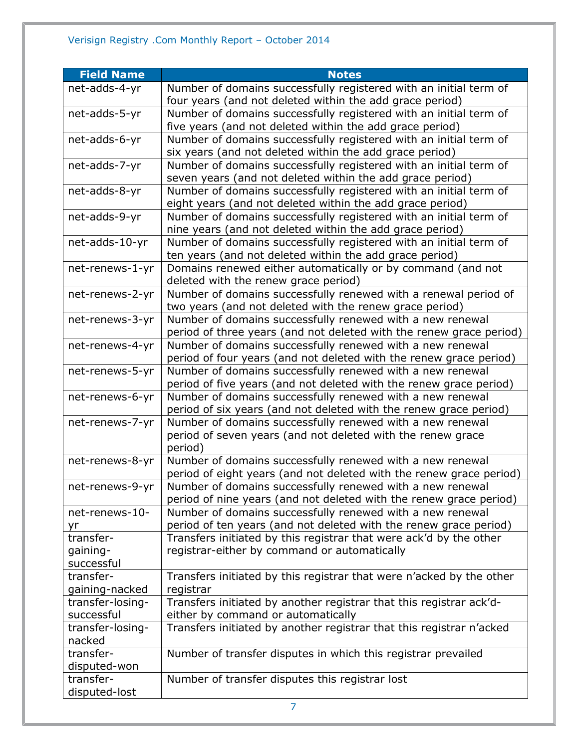| Field Name | Notes |
|---|---|
| net-adds-4-yr | Number of domains successfully registered with an initial term of four years (and not deleted within the add grace period) |
| net-adds-5-yr | Number of domains successfully registered with an initial term of five years (and not deleted within the add grace period) |
| net-adds-6-yr | Number of domains successfully registered with an initial term of six years (and not deleted within the add grace period) |
| net-adds-7-yr | Number of domains successfully registered with an initial term of seven years (and not deleted within the add grace period) |
| net-adds-8-yr | Number of domains successfully registered with an initial term of eight years (and not deleted within the add grace period) |
| net-adds-9-yr | Number of domains successfully registered with an initial term of nine years (and not deleted within the add grace period) |
| net-adds-10-yr | Number of domains successfully registered with an initial term of ten years (and not deleted within the add grace period) |
| net-renews-1-yr | Domains renewed either automatically or by command (and not deleted with the renew grace period) |
| net-renews-2-yr | Number of domains successfully renewed with a renewal period of two years (and not deleted with the renew grace period) |
| net-renews-3-yr | Number of domains successfully renewed with a new renewal period of three years (and not deleted with the renew grace period) |
| net-renews-4-yr | Number of domains successfully renewed with a new renewal period of four years (and not deleted with the renew grace period) |
| net-renews-5-yr | Number of domains successfully renewed with a new renewal period of five years (and not deleted with the renew grace period) |
| net-renews-6-yr | Number of domains successfully renewed with a new renewal period of six years (and not deleted with the renew grace period) |
| net-renews-7-yr | Number of domains successfully renewed with a new renewal period of seven years (and not deleted with the renew grace period) |
| net-renews-8-yr | Number of domains successfully renewed with a new renewal period of eight years (and not deleted with the renew grace period) |
| net-renews-9-yr | Number of domains successfully renewed with a new renewal period of nine years (and not deleted with the renew grace period) |
| net-renews-10-yr | Number of domains successfully renewed with a new renewal period of ten years (and not deleted with the renew grace period) |
| transfer-gaining-successful | Transfers initiated by this registrar that were ack'd by the other registrar-either by command or automatically |
| transfer-gaining-nacked | Transfers initiated by this registrar that were n'acked by the other registrar |
| transfer-losing-successful | Transfers initiated by another registrar that this registrar ack'd-either by command or automatically |
| transfer-losing-nacked | Transfers initiated by another registrar that this registrar n'acked |
| transfer-disputed-won | Number of transfer disputes in which this registrar prevailed |
| transfer-disputed-lost | Number of transfer disputes this registrar lost |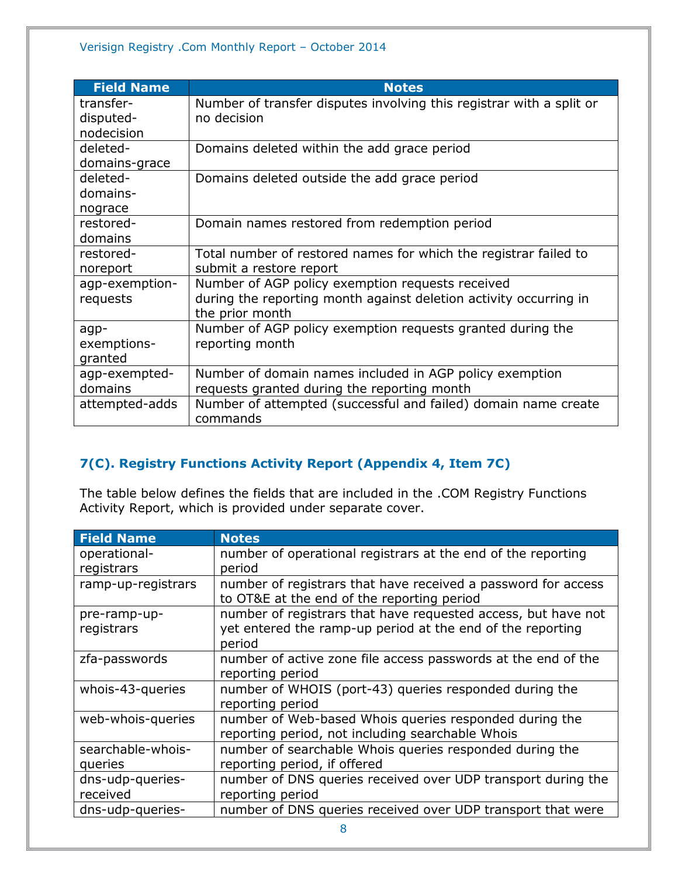| Field Name | Notes |
| --- | --- |
| transfer-disputed-nodecision | Number of transfer disputes involving this registrar with a split or no decision |
| deleted-domains-grace | Domains deleted within the add grace period |
| deleted-domains-nograce | Domains deleted outside the add grace period |
| restored-domains | Domain names restored from redemption period |
| restored-noreport | Total number of restored names for which the registrar failed to submit a restore report |
| agp-exemption-requests | Number of AGP policy exemption requests received during the reporting month against deletion activity occurring in the prior month |
| agp-exemptions-granted | Number of AGP policy exemption requests granted during the reporting month |
| agp-exempted-domains | Number of domain names included in AGP policy exemption requests granted during the reporting month |
| attempted-adds | Number of attempted (successful and failed) domain name create commands |

## 7(C). Registry Functions Activity Report (Appendix 4, Item 7C)

The table below defines the fields that are included in the .COM Registry Functions Activity Report, which is provided under separate cover.

| Field Name | Notes |
| --- | --- |
| operational-registrars | number of operational registrars at the end of the reporting period |
| ramp-up-registrars | number of registrars that have received a password for access to OT&E at the end of the reporting period |
| pre-ramp-up-registrars | number of registrars that have requested access, but have not yet entered the ramp-up period at the end of the reporting period |
| zfa-passwords | number of active zone file access passwords at the end of the reporting period |
| whois-43-queries | number of WHOIS (port-43) queries responded during the reporting period |
| web-whois-queries | number of Web-based Whois queries responded during the reporting period, not including searchable Whois |
| searchable-whois-queries | number of searchable Whois queries responded during the reporting period, if offered |
| dns-udp-queries-received | number of DNS queries received over UDP transport during the reporting period |
| dns-udp-queries- | number of DNS queries received over UDP transport that were |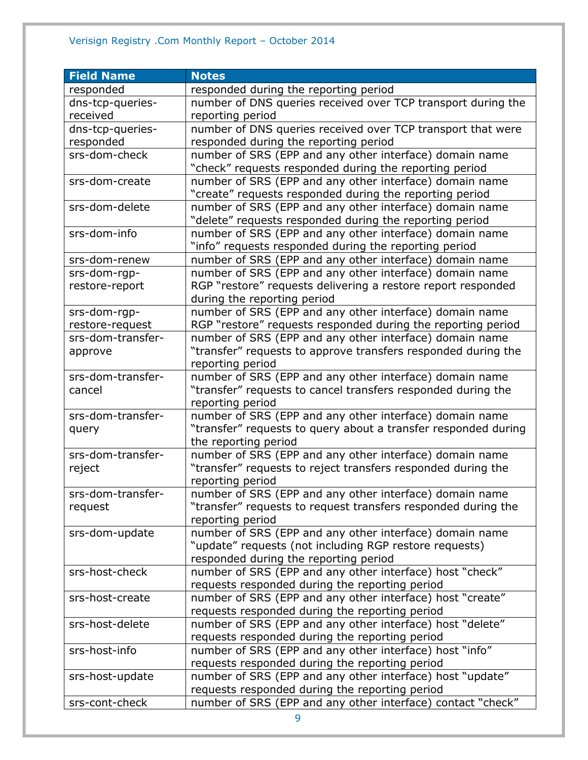| Field Name | Notes |
|---|---|
| responded | responded during the reporting period |
| dns-tcp-queries-received | number of DNS queries received over TCP transport during the reporting period |
| dns-tcp-queries-responded | number of DNS queries received over TCP transport that were responded during the reporting period |
| srs-dom-check | number of SRS (EPP and any other interface) domain name “check” requests responded during the reporting period |
| srs-dom-create | number of SRS (EPP and any other interface) domain name “create” requests responded during the reporting period |
| srs-dom-delete | number of SRS (EPP and any other interface) domain name “delete” requests responded during the reporting period |
| srs-dom-info | number of SRS (EPP and any other interface) domain name “info” requests responded during the reporting period |
| srs-dom-renew | number of SRS (EPP and any other interface) domain name |
| srs-dom-rgp-restore-report | number of SRS (EPP and any other interface) domain name RGP “restore” requests delivering a restore report responded during the reporting period |
| srs-dom-rgp-restore-request | number of SRS (EPP and any other interface) domain name RGP “restore” requests responded during the reporting period |
| srs-dom-transfer-approve | number of SRS (EPP and any other interface) domain name “transfer” requests to approve transfers responded during the reporting period |
| srs-dom-transfer-cancel | number of SRS (EPP and any other interface) domain name “transfer” requests to cancel transfers responded during the reporting period |
| srs-dom-transfer-query | number of SRS (EPP and any other interface) domain name “transfer” requests to query about a transfer responded during the reporting period |
| srs-dom-transfer-reject | number of SRS (EPP and any other interface) domain name “transfer” requests to reject transfers responded during the reporting period |
| srs-dom-transfer-request | number of SRS (EPP and any other interface) domain name “transfer” requests to request transfers responded during the reporting period |
| srs-dom-update | number of SRS (EPP and any other interface) domain name “update” requests (not including RGP restore requests) responded during the reporting period |
| srs-host-check | number of SRS (EPP and any other interface) host “check” requests responded during the reporting period |
| srs-host-create | number of SRS (EPP and any other interface) host “create” requests responded during the reporting period |
| srs-host-delete | number of SRS (EPP and any other interface) host “delete” requests responded during the reporting period |
| srs-host-info | number of SRS (EPP and any other interface) host “info” requests responded during the reporting period |
| srs-host-update | number of SRS (EPP and any other interface) host “update” requests responded during the reporting period |
| srs-cont-check | number of SRS (EPP and any other interface) contact “check” |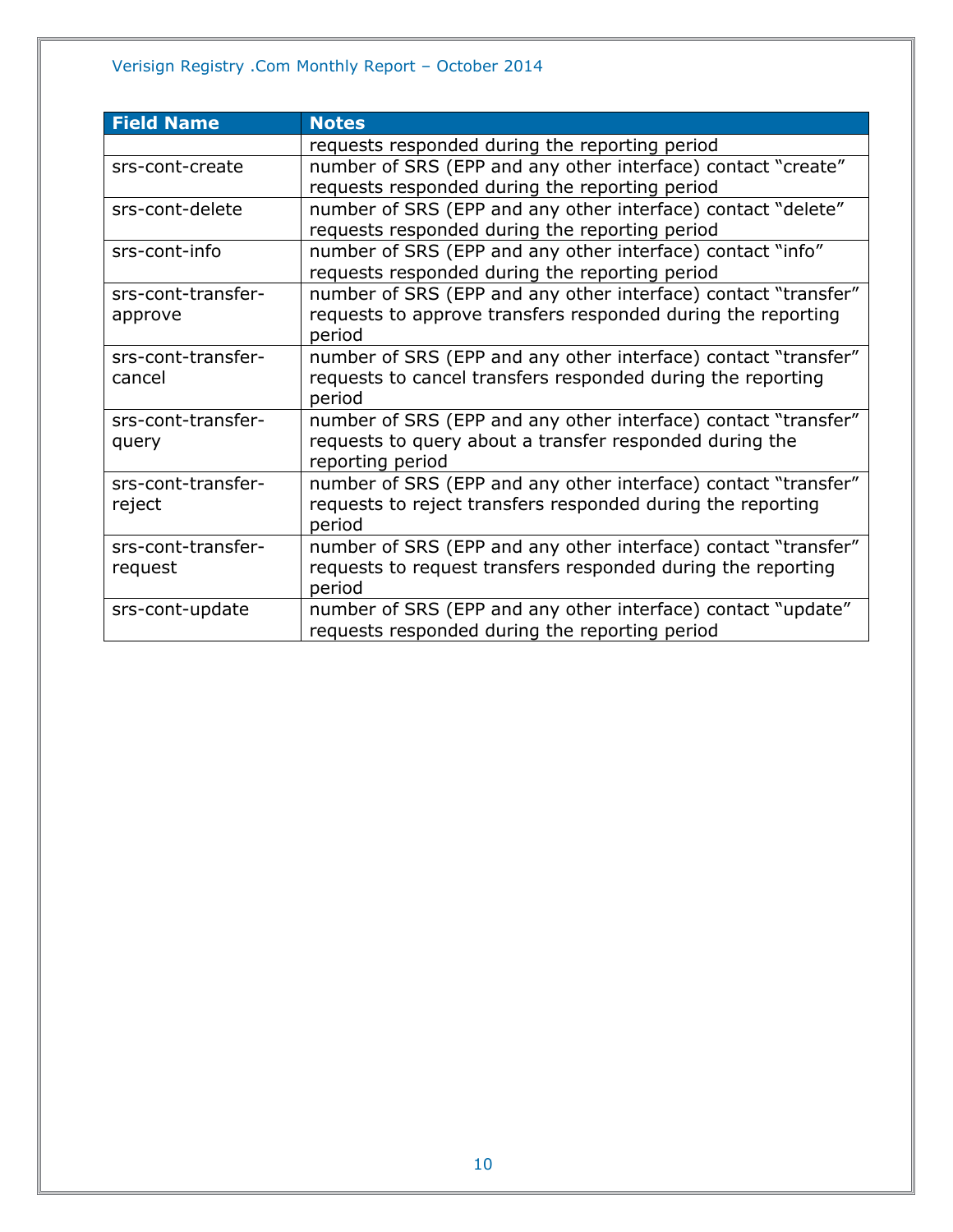| Field Name | Notes |
|---|---|
| | requests responded during the reporting period |
| srs-cont-create | number of SRS (EPP and any other interface) contact "create" requests responded during the reporting period |
| srs-cont-delete | number of SRS (EPP and any other interface) contact "delete" requests responded during the reporting period |
| srs-cont-info | number of SRS (EPP and any other interface) contact "info" requests responded during the reporting period |
| srs-cont-transfer-approve | number of SRS (EPP and any other interface) contact "transfer" requests to approve transfers responded during the reporting period |
| srs-cont-transfer-cancel | number of SRS (EPP and any other interface) contact "transfer" requests to cancel transfers responded during the reporting period |
| srs-cont-transfer-query | number of SRS (EPP and any other interface) contact "transfer" requests to query about a transfer responded during the reporting period |
| srs-cont-transfer-reject | number of SRS (EPP and any other interface) contact "transfer" requests to reject transfers responded during the reporting period |
| srs-cont-transfer-request | number of SRS (EPP and any other interface) contact "transfer" requests to request transfers responded during the reporting period |
| srs-cont-update | number of SRS (EPP and any other interface) contact "update" requests responded during the reporting period |